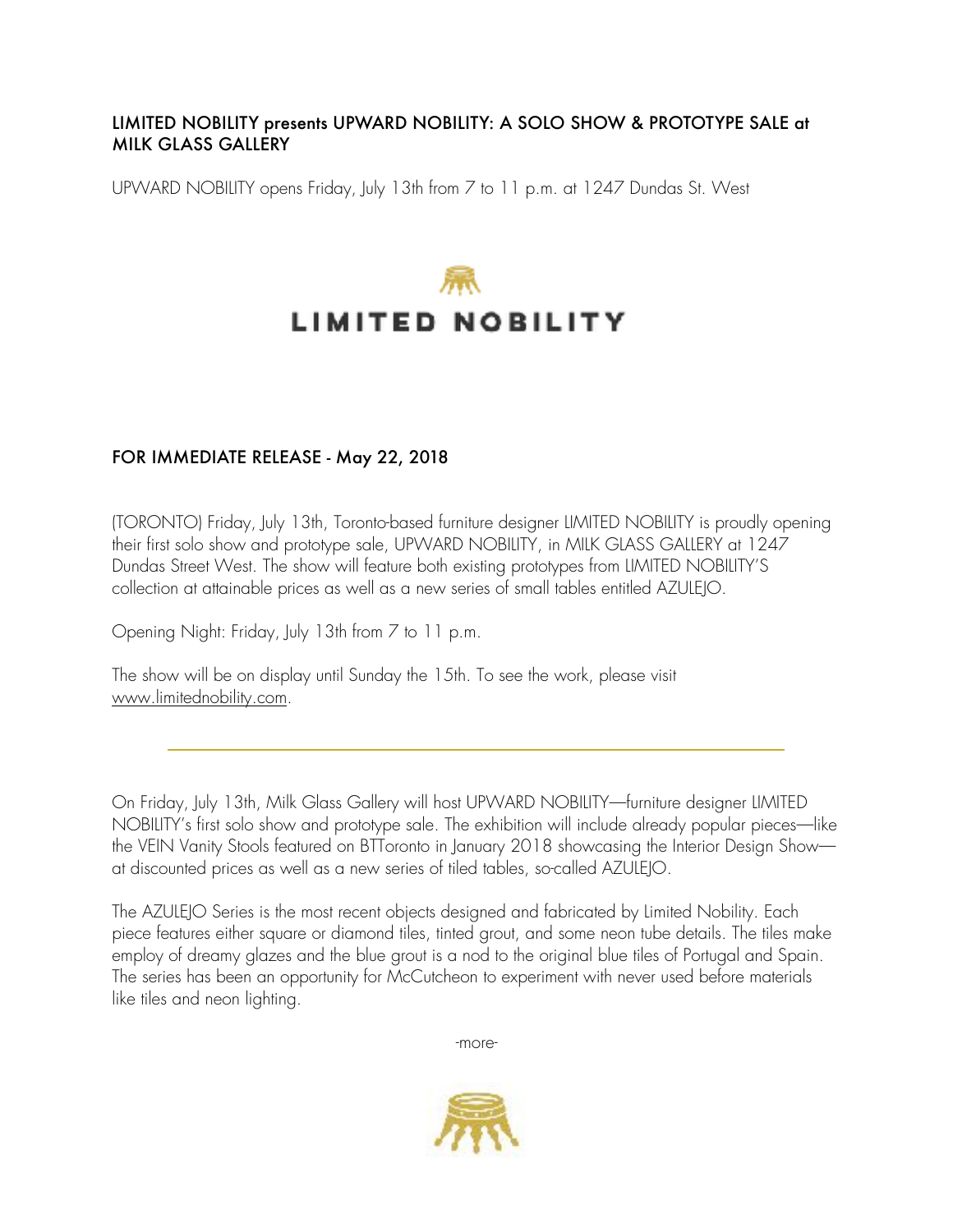## LIMITED NOBILITY presents UPWARD NOBILITY: A SOLO SHOW & PROTOTYPE SALE at MILK GLASS GALLERY

UPWARD NOBILITY opens Friday, July 13th from 7 to 11 p.m. at 1247 Dundas St. West

LIMITED NOBILITY

### FOR IMMEDIATE RELEASE - May 22, 2018

(TORONTO) Friday, July 13th, Toronto-based furniture designer LIMITED NOBILITY is proudly opening their first solo show and prototype sale, UPWARD NOBILITY, in MILK GLASS GALLERY at 1247 Dundas Street West. The show will feature both existing prototypes from LIMITED NOBILITY'S collection at attainable prices as well as a new series of small tables entitled AZULEJO.

Opening Night: Friday, July 13th from 7 to 11 p.m.

The show will be on display until Sunday the 15th. To see the work, please visit www.limitednobility.com.

---

On Friday, July 13th, Milk Glass Gallery will host UPWARD NOBILITY—furniture designer LIMITED NOBILITY's first solo show and prototype sale. The exhibition will include already popular pieces—like the VEIN Vanity Stools featured on BTToronto in January 2018 showcasing the Interior Design Show—at discounted prices as well as a new series of tiled tables, so-called AZULEJO.

The AZULEJO Series is the most recent objects designed and fabricated by Limited Nobility. Each piece features either square or diamond tiles, tinted grout, and some neon tube details. The tiles make employ of dreamy glazes and the blue grout is a nod to the original blue tiles of Portugal and Spain. The series has been an opportunity for McCutcheon to experiment with never used before materials like tiles and neon lighting.

-more-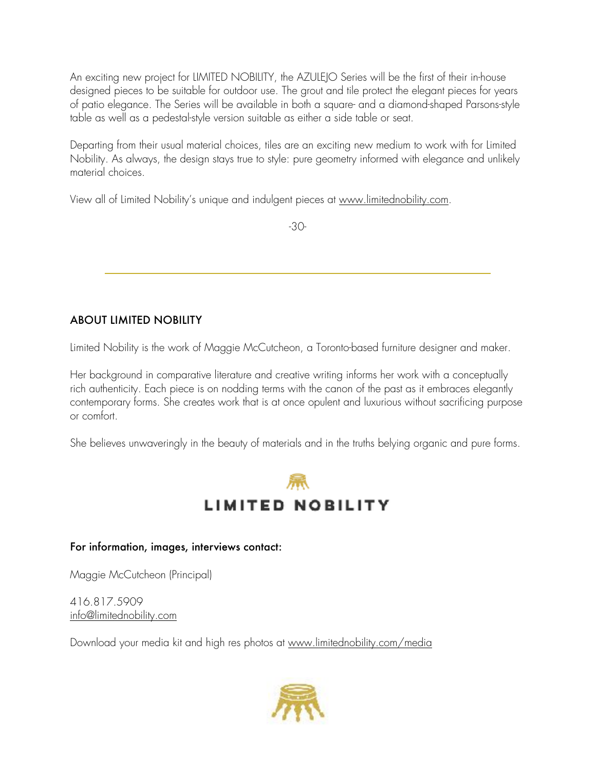An exciting new project for LIMITED NOBILITY, the AZULEJO Series will be the first of their in-house designed pieces to be suitable for outdoor use. The grout and tile protect the elegant pieces for years of patio elegance. The Series will be available in both a square- and a diamond-shaped Parsons-style table as well as a pedestal-style version suitable as either a side table or seat.

Departing from their usual material choices, tiles are an exciting new medium to work with for Limited Nobility. As always, the design stays true to style: pure geometry informed with elegance and unlikely material choices.

View all of Limited Nobility's unique and indulgent pieces at www.limitednobility.com.

-30-

---

## ABOUT LIMITED NOBILITY

Limited Nobility is the work of Maggie McCutcheon, a Toronto-based furniture designer and maker.

Her background in comparative literature and creative writing informs her work with a conceptually rich authenticity. Each piece is on nodding terms with the canon of the past as it embraces elegantly contemporary forms. She creates work that is at once opulent and luxurious without sacrificing purpose or comfort.

She believes unwaveringly in the beauty of materials and in the truths belying organic and pure forms.

LIMITED NOBILITY

**For information, images, interviews contact:**

Maggie McCutcheon (Principal)

416.817.5909
info@limitednobility.com

Download your media kit and high res photos at www.limitednobility.com/media